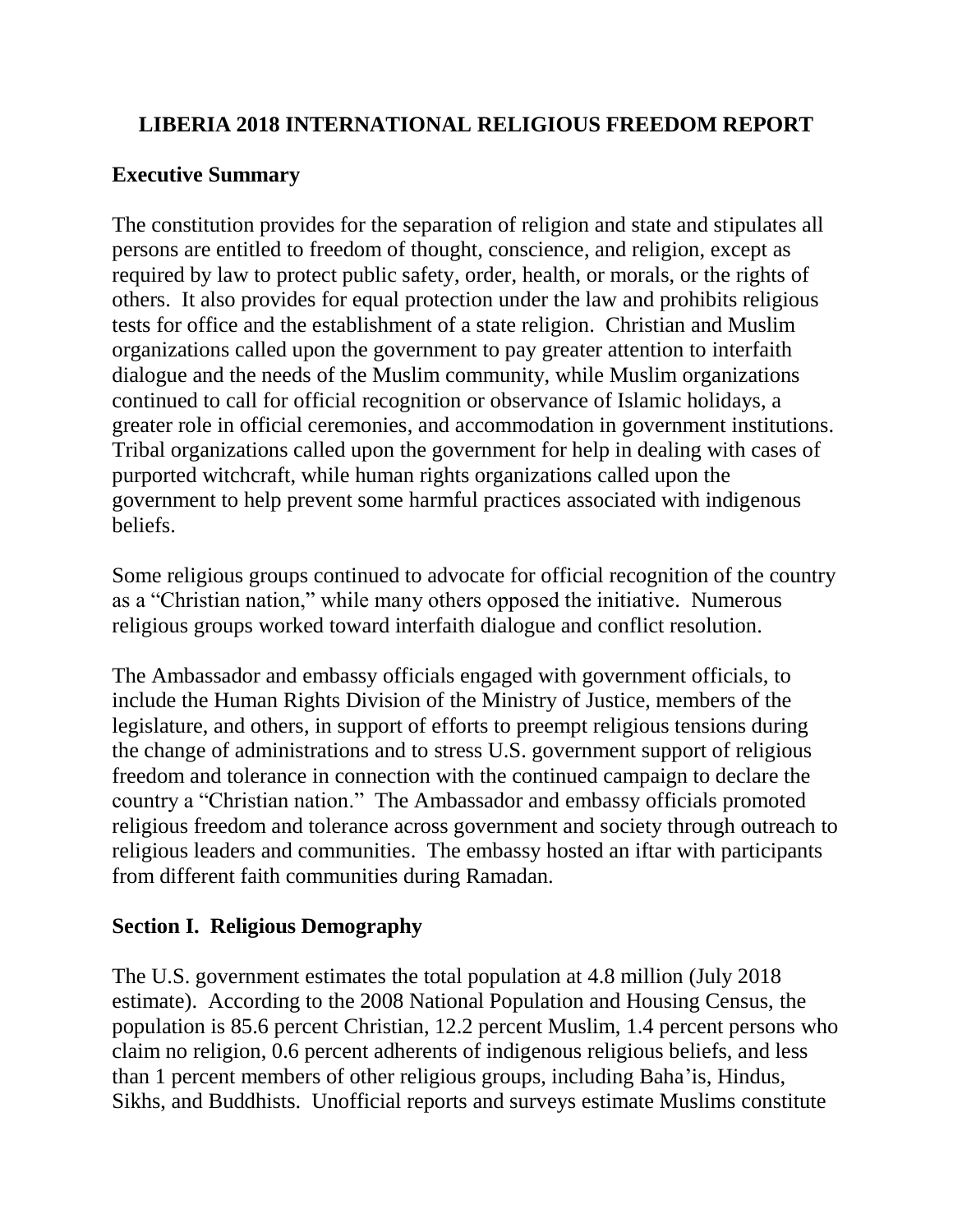# LIBERIA 2018 INTERNATIONAL RELIGIOUS FREEDOM REPORT

## Executive Summary

The constitution provides for the separation of religion and state and stipulates all persons are entitled to freedom of thought, conscience, and religion, except as required by law to protect public safety, order, health, or morals, or the rights of others. It also provides for equal protection under the law and prohibits religious tests for office and the establishment of a state religion. Christian and Muslim organizations called upon the government to pay greater attention to interfaith dialogue and the needs of the Muslim community, while Muslim organizations continued to call for official recognition or observance of Islamic holidays, a greater role in official ceremonies, and accommodation in government institutions. Tribal organizations called upon the government for help in dealing with cases of purported witchcraft, while human rights organizations called upon the government to help prevent some harmful practices associated with indigenous beliefs.

Some religious groups continued to advocate for official recognition of the country as a "Christian nation," while many others opposed the initiative. Numerous religious groups worked toward interfaith dialogue and conflict resolution.

The Ambassador and embassy officials engaged with government officials, to include the Human Rights Division of the Ministry of Justice, members of the legislature, and others, in support of efforts to preempt religious tensions during the change of administrations and to stress U.S. government support of religious freedom and tolerance in connection with the continued campaign to declare the country a "Christian nation." The Ambassador and embassy officials promoted religious freedom and tolerance across government and society through outreach to religious leaders and communities. The embassy hosted an iftar with participants from different faith communities during Ramadan.

## Section I. Religious Demography

The U.S. government estimates the total population at 4.8 million (July 2018 estimate). According to the 2008 National Population and Housing Census, the population is 85.6 percent Christian, 12.2 percent Muslim, 1.4 percent persons who claim no religion, 0.6 percent adherents of indigenous religious beliefs, and less than 1 percent members of other religious groups, including Baha'is, Hindus, Sikhs, and Buddhists. Unofficial reports and surveys estimate Muslims constitute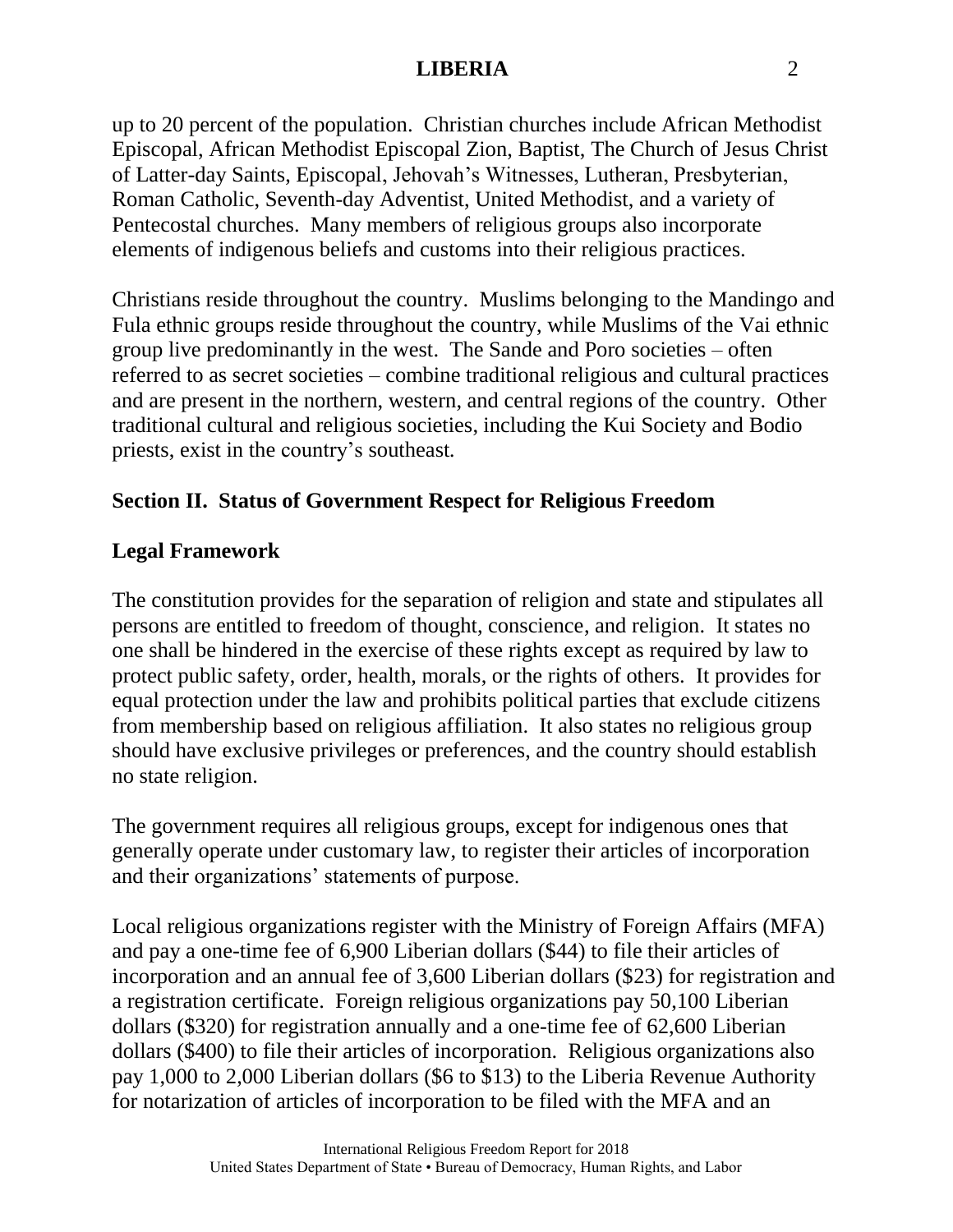up to 20 percent of the population. Christian churches include African Methodist Episcopal, African Methodist Episcopal Zion, Baptist, The Church of Jesus Christ of Latter-day Saints, Episcopal, Jehovah's Witnesses, Lutheran, Presbyterian, Roman Catholic, Seventh-day Adventist, United Methodist, and a variety of Pentecostal churches. Many members of religious groups also incorporate elements of indigenous beliefs and customs into their religious practices.

Christians reside throughout the country. Muslims belonging to the Mandingo and Fula ethnic groups reside throughout the country, while Muslims of the Vai ethnic group live predominantly in the west. The Sande and Poro societies – often referred to as secret societies – combine traditional religious and cultural practices and are present in the northern, western, and central regions of the country. Other traditional cultural and religious societies, including the Kui Society and Bodio priests, exist in the country's southeast.

## Section II. Status of Government Respect for Religious Freedom

### Legal Framework

The constitution provides for the separation of religion and state and stipulates all persons are entitled to freedom of thought, conscience, and religion. It states no one shall be hindered in the exercise of these rights except as required by law to protect public safety, order, health, morals, or the rights of others. It provides for equal protection under the law and prohibits political parties that exclude citizens from membership based on religious affiliation. It also states no religious group should have exclusive privileges or preferences, and the country should establish no state religion.

The government requires all religious groups, except for indigenous ones that generally operate under customary law, to register their articles of incorporation and their organizations' statements of purpose.

Local religious organizations register with the Ministry of Foreign Affairs (MFA) and pay a one-time fee of 6,900 Liberian dollars ($44) to file their articles of incorporation and an annual fee of 3,600 Liberian dollars ($23) for registration and a registration certificate. Foreign religious organizations pay 50,100 Liberian dollars ($320) for registration annually and a one-time fee of 62,600 Liberian dollars ($400) to file their articles of incorporation. Religious organizations also pay 1,000 to 2,000 Liberian dollars ($6 to $13) to the Liberia Revenue Authority for notarization of articles of incorporation to be filed with the MFA and an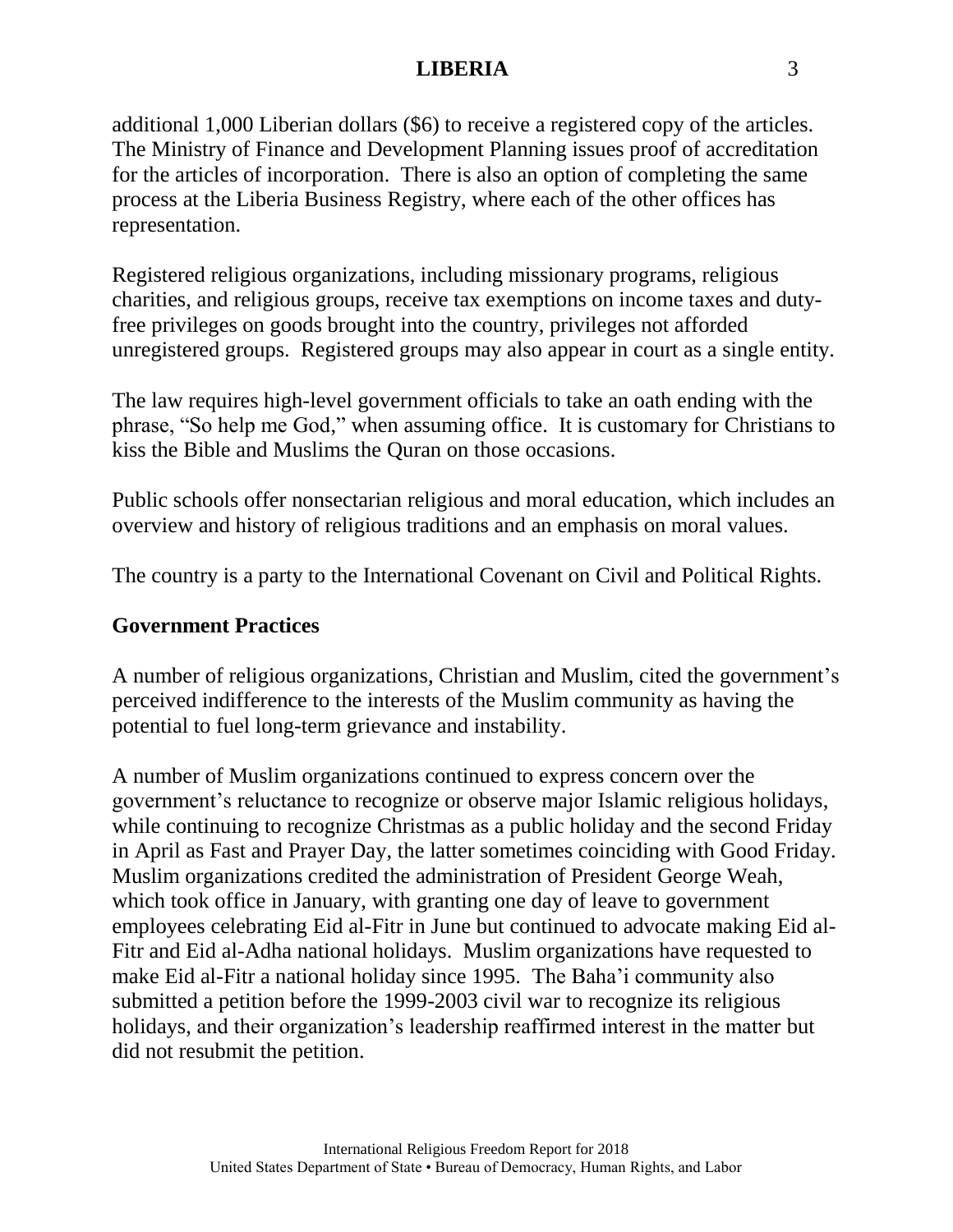additional 1,000 Liberian dollars ($6) to receive a registered copy of the articles. The Ministry of Finance and Development Planning issues proof of accreditation for the articles of incorporation. There is also an option of completing the same process at the Liberia Business Registry, where each of the other offices has representation.

Registered religious organizations, including missionary programs, religious charities, and religious groups, receive tax exemptions on income taxes and duty-free privileges on goods brought into the country, privileges not afforded unregistered groups. Registered groups may also appear in court as a single entity.

The law requires high-level government officials to take an oath ending with the phrase, "So help me God," when assuming office. It is customary for Christians to kiss the Bible and Muslims the Quran on those occasions.

Public schools offer nonsectarian religious and moral education, which includes an overview and history of religious traditions and an emphasis on moral values.

The country is a party to the International Covenant on Civil and Political Rights.

## Government Practices

A number of religious organizations, Christian and Muslim, cited the government's perceived indifference to the interests of the Muslim community as having the potential to fuel long-term grievance and instability.

A number of Muslim organizations continued to express concern over the government's reluctance to recognize or observe major Islamic religious holidays, while continuing to recognize Christmas as a public holiday and the second Friday in April as Fast and Prayer Day, the latter sometimes coinciding with Good Friday. Muslim organizations credited the administration of President George Weah, which took office in January, with granting one day of leave to government employees celebrating Eid al-Fitr in June but continued to advocate making Eid al-Fitr and Eid al-Adha national holidays. Muslim organizations have requested to make Eid al-Fitr a national holiday since 1995. The Baha'i community also submitted a petition before the 1999-2003 civil war to recognize its religious holidays, and their organization's leadership reaffirmed interest in the matter but did not resubmit the petition.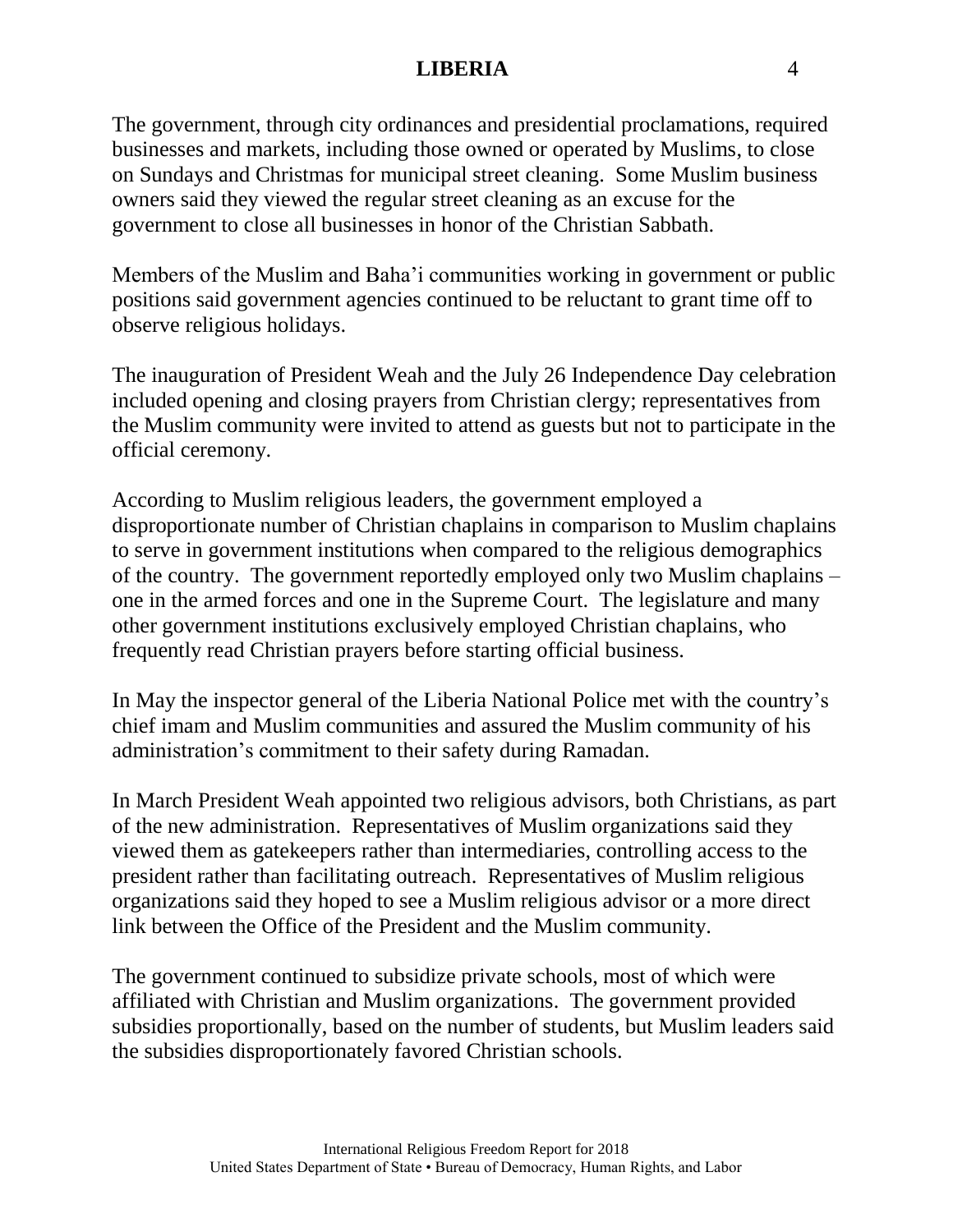The government, through city ordinances and presidential proclamations, required businesses and markets, including those owned or operated by Muslims, to close on Sundays and Christmas for municipal street cleaning. Some Muslim business owners said they viewed the regular street cleaning as an excuse for the government to close all businesses in honor of the Christian Sabbath.

Members of the Muslim and Baha'i communities working in government or public positions said government agencies continued to be reluctant to grant time off to observe religious holidays.

The inauguration of President Weah and the July 26 Independence Day celebration included opening and closing prayers from Christian clergy; representatives from the Muslim community were invited to attend as guests but not to participate in the official ceremony.

According to Muslim religious leaders, the government employed a disproportionate number of Christian chaplains in comparison to Muslim chaplains to serve in government institutions when compared to the religious demographics of the country. The government reportedly employed only two Muslim chaplains – one in the armed forces and one in the Supreme Court. The legislature and many other government institutions exclusively employed Christian chaplains, who frequently read Christian prayers before starting official business.

In May the inspector general of the Liberia National Police met with the country's chief imam and Muslim communities and assured the Muslim community of his administration's commitment to their safety during Ramadan.

In March President Weah appointed two religious advisors, both Christians, as part of the new administration. Representatives of Muslim organizations said they viewed them as gatekeepers rather than intermediaries, controlling access to the president rather than facilitating outreach. Representatives of Muslim religious organizations said they hoped to see a Muslim religious advisor or a more direct link between the Office of the President and the Muslim community.

The government continued to subsidize private schools, most of which were affiliated with Christian and Muslim organizations. The government provided subsidies proportionally, based on the number of students, but Muslim leaders said the subsidies disproportionately favored Christian schools.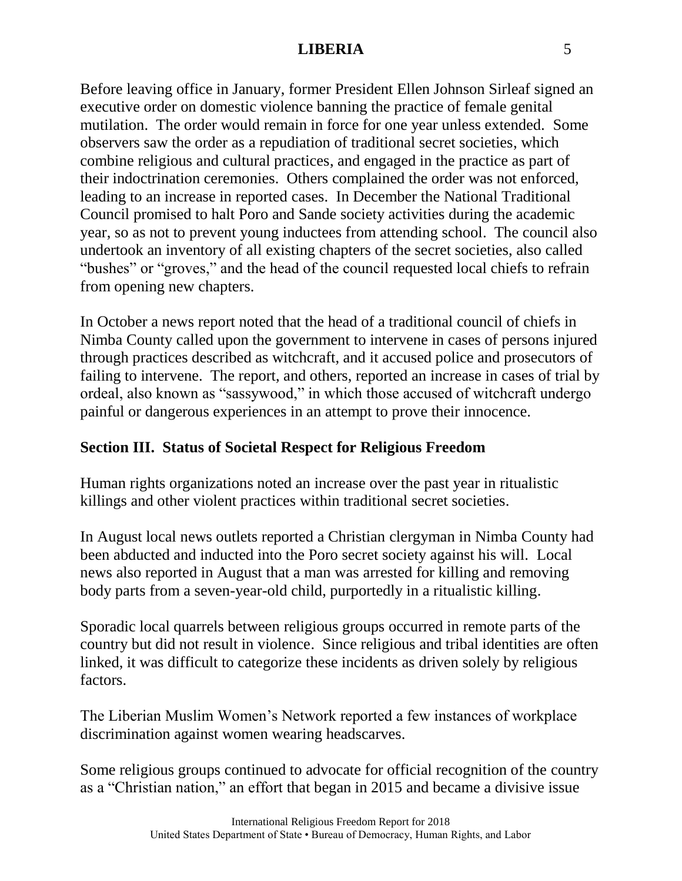Before leaving office in January, former President Ellen Johnson Sirleaf signed an executive order on domestic violence banning the practice of female genital mutilation. The order would remain in force for one year unless extended. Some observers saw the order as a repudiation of traditional secret societies, which combine religious and cultural practices, and engaged in the practice as part of their indoctrination ceremonies. Others complained the order was not enforced, leading to an increase in reported cases. In December the National Traditional Council promised to halt Poro and Sande society activities during the academic year, so as not to prevent young inductees from attending school. The council also undertook an inventory of all existing chapters of the secret societies, also called "bushes" or "groves," and the head of the council requested local chiefs to refrain from opening new chapters.

In October a news report noted that the head of a traditional council of chiefs in Nimba County called upon the government to intervene in cases of persons injured through practices described as witchcraft, and it accused police and prosecutors of failing to intervene. The report, and others, reported an increase in cases of trial by ordeal, also known as "sassywood," in which those accused of witchcraft undergo painful or dangerous experiences in an attempt to prove their innocence.

## Section III. Status of Societal Respect for Religious Freedom

Human rights organizations noted an increase over the past year in ritualistic killings and other violent practices within traditional secret societies.

In August local news outlets reported a Christian clergyman in Nimba County had been abducted and inducted into the Poro secret society against his will. Local news also reported in August that a man was arrested for killing and removing body parts from a seven-year-old child, purportedly in a ritualistic killing.

Sporadic local quarrels between religious groups occurred in remote parts of the country but did not result in violence. Since religious and tribal identities are often linked, it was difficult to categorize these incidents as driven solely by religious factors.

The Liberian Muslim Women's Network reported a few instances of workplace discrimination against women wearing headscarves.

Some religious groups continued to advocate for official recognition of the country as a "Christian nation," an effort that began in 2015 and became a divisive issue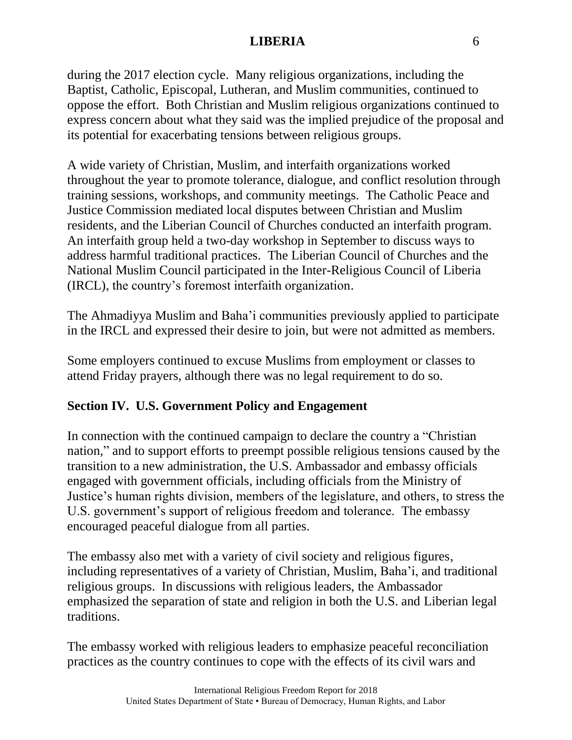during the 2017 election cycle. Many religious organizations, including the Baptist, Catholic, Episcopal, Lutheran, and Muslim communities, continued to oppose the effort. Both Christian and Muslim religious organizations continued to express concern about what they said was the implied prejudice of the proposal and its potential for exacerbating tensions between religious groups.

A wide variety of Christian, Muslim, and interfaith organizations worked throughout the year to promote tolerance, dialogue, and conflict resolution through training sessions, workshops, and community meetings. The Catholic Peace and Justice Commission mediated local disputes between Christian and Muslim residents, and the Liberian Council of Churches conducted an interfaith program. An interfaith group held a two-day workshop in September to discuss ways to address harmful traditional practices. The Liberian Council of Churches and the National Muslim Council participated in the Inter-Religious Council of Liberia (IRCL), the country's foremost interfaith organization.

The Ahmadiyya Muslim and Baha'i communities previously applied to participate in the IRCL and expressed their desire to join, but were not admitted as members.

Some employers continued to excuse Muslims from employment or classes to attend Friday prayers, although there was no legal requirement to do so.

## Section IV. U.S. Government Policy and Engagement

In connection with the continued campaign to declare the country a "Christian nation," and to support efforts to preempt possible religious tensions caused by the transition to a new administration, the U.S. Ambassador and embassy officials engaged with government officials, including officials from the Ministry of Justice's human rights division, members of the legislature, and others, to stress the U.S. government's support of religious freedom and tolerance. The embassy encouraged peaceful dialogue from all parties.

The embassy also met with a variety of civil society and religious figures, including representatives of a variety of Christian, Muslim, Baha'i, and traditional religious groups. In discussions with religious leaders, the Ambassador emphasized the separation of state and religion in both the U.S. and Liberian legal traditions.

The embassy worked with religious leaders to emphasize peaceful reconciliation practices as the country continues to cope with the effects of its civil wars and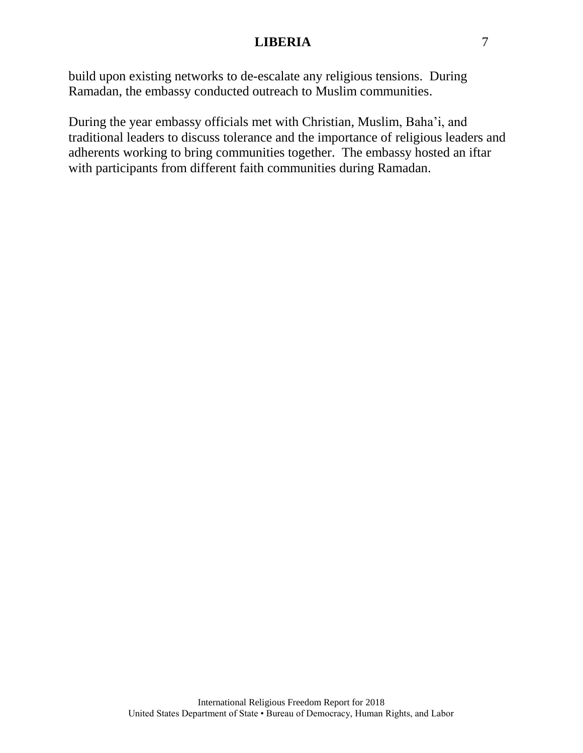build upon existing networks to de-escalate any religious tensions. During Ramadan, the embassy conducted outreach to Muslim communities.

During the year embassy officials met with Christian, Muslim, Baha'i, and traditional leaders to discuss tolerance and the importance of religious leaders and adherents working to bring communities together. The embassy hosted an iftar with participants from different faith communities during Ramadan.